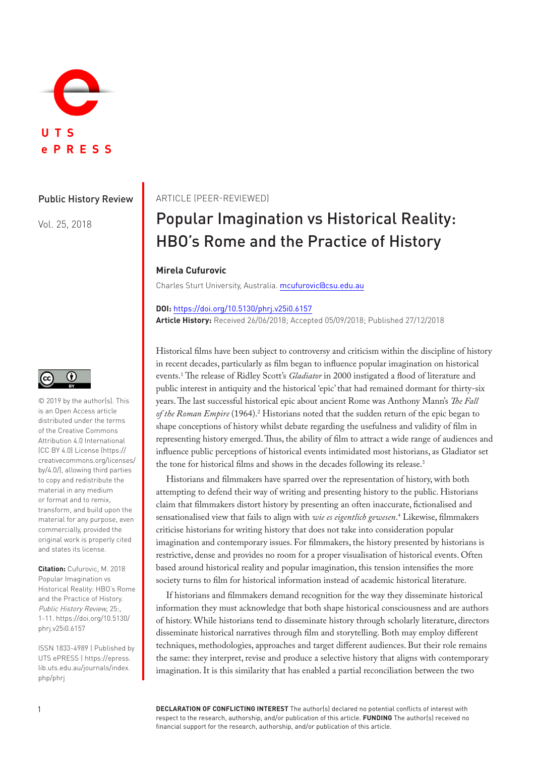UTS ePRESS

Public History Review

Vol. 25, 2018

© 2019 by the author(s). This is an Open Access article distributed under the terms of the Creative Commons Attribution 4.0 International (CC BY 4.0) License (https://creativecommons.org/licenses/by/4.0/), allowing third parties to copy and redistribute the material in any medium or format and to remix, transform, and build upon the material for any purpose, even commercially, provided the original work is properly cited and states its license.

**Citation:** Cufurovic, M. 2018 Popular Imagination vs Historical Reality: HBO's Rome and the Practice of History. *Public History Review*, 25:, 1-11. https://doi.org/10.5130/phrj.v25i0.6157

ISSN 1833-4989 | Published by UTS ePRESS | https://epress.lib.uts.edu.au/journals/index.php/phrj

ARTICLE (PEER-REVIEWED)

# Popular Imagination vs Historical Reality: HBO's Rome and the Practice of History

**Mirela Cufurovic**

Charles Sturt University, Australia. mcufurovic@csu.edu.au

**DOI:** https://doi.org/10.5130/phrj.v25i0.6157

**Article History:** Received 26/06/2018; Accepted 05/09/2018; Published 27/12/2018

Historical films have been subject to controversy and criticism within the discipline of history in recent decades, particularly as film began to influence popular imagination on historical events.[1] The release of Ridley Scott's *Gladiator* in 2000 instigated a flood of literature and public interest in antiquity and the historical 'epic' that had remained dormant for thirty-six years. The last successful historical epic about ancient Rome was Anthony Mann's *The Fall of the Roman Empire* (1964).[2] Historians noted that the sudden return of the epic began to shape conceptions of history whilst debate regarding the usefulness and validity of film in representing history emerged. Thus, the ability of film to attract a wide range of audiences and influence public perceptions of historical events intimidated most historians, as Gladiator set the tone for historical films and shows in the decades following its release.[3]

Historians and filmmakers have sparred over the representation of history, with both attempting to defend their way of writing and presenting history to the public. Historians claim that filmmakers distort history by presenting an often inaccurate, fictionalised and sensationalised view that fails to align with *wie es eigentlich gewesen*.[4] Likewise, filmmakers criticise historians for writing history that does not take into consideration popular imagination and contemporary issues. For filmmakers, the history presented by historians is restrictive, dense and provides no room for a proper visualisation of historical events. Often based around historical reality and popular imagination, this tension intensifies the more society turns to film for historical information instead of academic historical literature.

If historians and filmmakers demand recognition for the way they disseminate historical information they must acknowledge that both shape historical consciousness and are authors of history. While historians tend to disseminate history through scholarly literature, directors disseminate historical narratives through film and storytelling. Both may employ different techniques, methodologies, approaches and target different audiences. But their role remains the same: they interpret, revise and produce a selective history that aligns with contemporary imagination. It is this similarity that has enabled a partial reconciliation between the two

**DECLARATION OF CONFLICTING INTEREST** The author(s) declared no potential conflicts of interest with respect to the research, authorship, and/or publication of this article. **FUNDING** The author(s) received no financial support for the research, authorship, and/or publication of this article.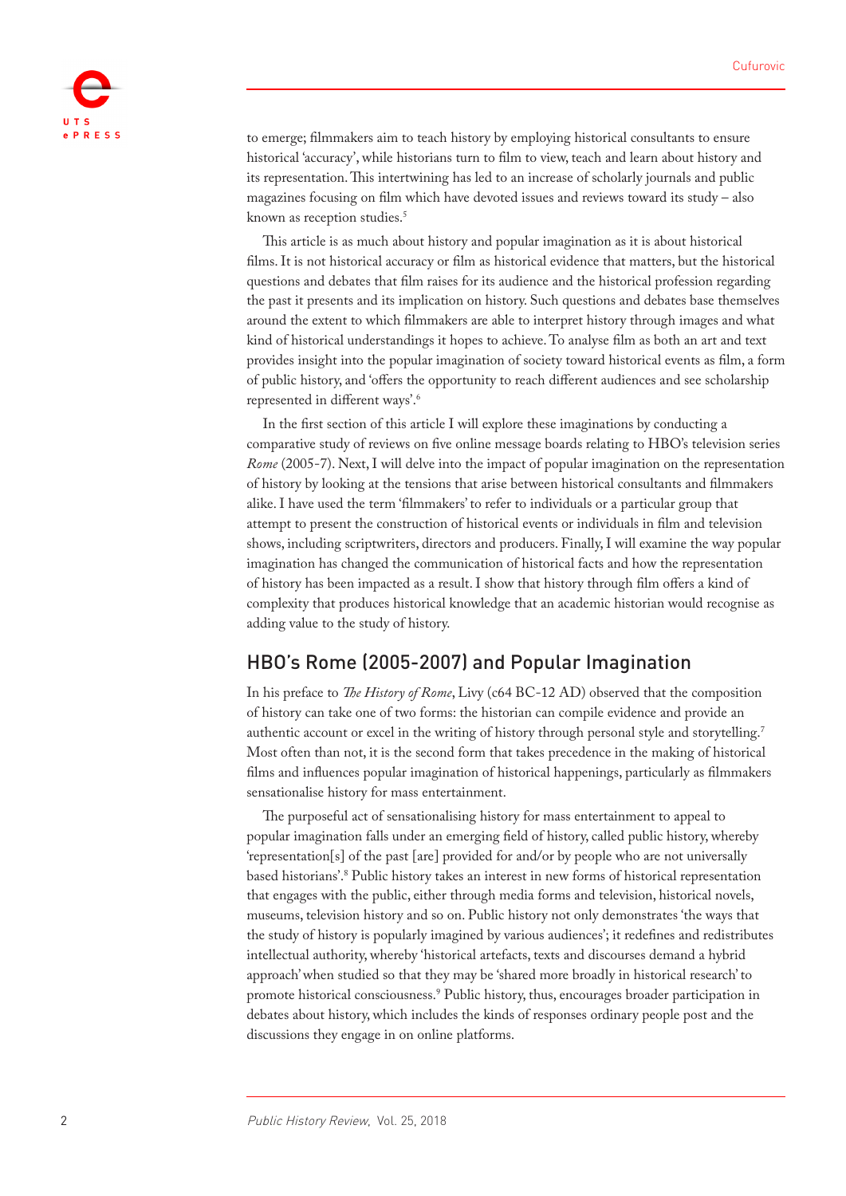to emerge; filmmakers aim to teach history by employing historical consultants to ensure historical 'accuracy', while historians turn to film to view, teach and learn about history and its representation. This intertwining has led to an increase of scholarly journals and public magazines focusing on film which have devoted issues and reviews toward its study – also known as reception studies.[5]

This article is as much about history and popular imagination as it is about historical films. It is not historical accuracy or film as historical evidence that matters, but the historical questions and debates that film raises for its audience and the historical profession regarding the past it presents and its implication on history. Such questions and debates base themselves around the extent to which filmmakers are able to interpret history through images and what kind of historical understandings it hopes to achieve. To analyse film as both an art and text provides insight into the popular imagination of society toward historical events as film, a form of public history, and 'offers the opportunity to reach different audiences and see scholarship represented in different ways'.[6]

In the first section of this article I will explore these imaginations by conducting a comparative study of reviews on five online message boards relating to HBO's television series *Rome* (2005-7). Next, I will delve into the impact of popular imagination on the representation of history by looking at the tensions that arise between historical consultants and filmmakers alike. I have used the term 'filmmakers' to refer to individuals or a particular group that attempt to present the construction of historical events or individuals in film and television shows, including scriptwriters, directors and producers. Finally, I will examine the way popular imagination has changed the communication of historical facts and how the representation of history has been impacted as a result. I show that history through film offers a kind of complexity that produces historical knowledge that an academic historian would recognise as adding value to the study of history.

## HBO's Rome (2005-2007) and Popular Imagination

In his preface to *The History of Rome*, Livy (c64 BC-12 AD) observed that the composition of history can take one of two forms: the historian can compile evidence and provide an authentic account or excel in the writing of history through personal style and storytelling.[7] Most often than not, it is the second form that takes precedence in the making of historical films and influences popular imagination of historical happenings, particularly as filmmakers sensationalise history for mass entertainment.

The purposeful act of sensationalising history for mass entertainment to appeal to popular imagination falls under an emerging field of history, called public history, whereby 'representation[s] of the past [are] provided for and/or by people who are not universally based historians'.[8] Public history takes an interest in new forms of historical representation that engages with the public, either through media forms and television, historical novels, museums, television history and so on. Public history not only demonstrates 'the ways that the study of history is popularly imagined by various audiences'; it redefines and redistributes intellectual authority, whereby 'historical artefacts, texts and discourses demand a hybrid approach' when studied so that they may be 'shared more broadly in historical research' to promote historical consciousness.[9] Public history, thus, encourages broader participation in debates about history, which includes the kinds of responses ordinary people post and the discussions they engage in on online platforms.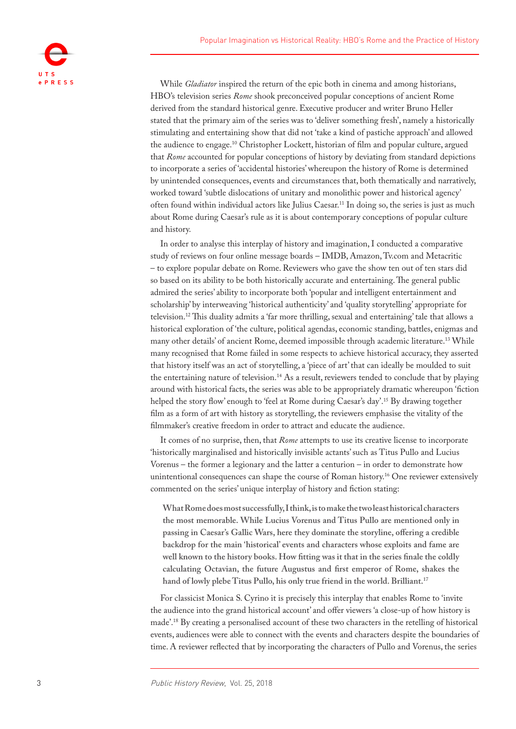While *Gladiator* inspired the return of the epic both in cinema and among historians, HBO's television series *Rome* shook preconceived popular conceptions of ancient Rome derived from the standard historical genre. Executive producer and writer Bruno Heller stated that the primary aim of the series was to 'deliver something fresh', namely a historically stimulating and entertaining show that did not 'take a kind of pastiche approach' and allowed the audience to engage.[10] Christopher Lockett, historian of film and popular culture, argued that *Rome* accounted for popular conceptions of history by deviating from standard depictions to incorporate a series of 'accidental histories' whereupon the history of Rome is determined by unintended consequences, events and circumstances that, both thematically and narratively, worked toward 'subtle dislocations of unitary and monolithic power and historical agency' often found within individual actors like Julius Caesar.[11] In doing so, the series is just as much about Rome during Caesar's rule as it is about contemporary conceptions of popular culture and history.

In order to analyse this interplay of history and imagination, I conducted a comparative study of reviews on four online message boards – IMDB, Amazon, Tv.com and Metacritic – to explore popular debate on Rome. Reviewers who gave the show ten out of ten stars did so based on its ability to be both historically accurate and entertaining. The general public admired the series' ability to incorporate both 'popular and intelligent entertainment and scholarship' by interweaving 'historical authenticity' and 'quality storytelling' appropriate for television.[12] This duality admits a 'far more thrilling, sexual and entertaining' tale that allows a historical exploration of 'the culture, political agendas, economic standing, battles, enigmas and many other details' of ancient Rome, deemed impossible through academic literature.[13] While many recognised that Rome failed in some respects to achieve historical accuracy, they asserted that history itself was an act of storytelling, a 'piece of art' that can ideally be moulded to suit the entertaining nature of television.[14] As a result, reviewers tended to conclude that by playing around with historical facts, the series was able to be appropriately dramatic whereupon 'fiction helped the story flow' enough to 'feel at Rome during Caesar's day'.[15] By drawing together film as a form of art with history as storytelling, the reviewers emphasise the vitality of the filmmaker's creative freedom in order to attract and educate the audience.

It comes of no surprise, then, that *Rome* attempts to use its creative license to incorporate 'historically marginalised and historically invisible actants' such as Titus Pullo and Lucius Vorenus – the former a legionary and the latter a centurion – in order to demonstrate how unintentional consequences can shape the course of Roman history.[16] One reviewer extensively commented on the series' unique interplay of history and fiction stating:

> **What Rome does most successfully, I think, is to make the two least historical characters the most memorable. While Lucius Vorenus and Titus Pullo are mentioned only in passing in Caesar's Gallic Wars, here they dominate the storyline, offering a credible backdrop for the main 'historical' events and characters whose exploits and fame are well known to the history books. How fitting was it that in the series finale the coldly calculating Octavian, the future Augustus and first emperor of Rome, shakes the hand of lowly plebe Titus Pullo, his only true friend in the world. Brilliant.**[17]

For classicist Monica S. Cyrino it is precisely this interplay that enables Rome to 'invite the audience into the grand historical account' and offer viewers 'a close-up of how history is made'.[18] By creating a personalised account of these two characters in the retelling of historical events, audiences were able to connect with the events and characters despite the boundaries of time. A reviewer reflected that by incorporating the characters of Pullo and Vorenus, the series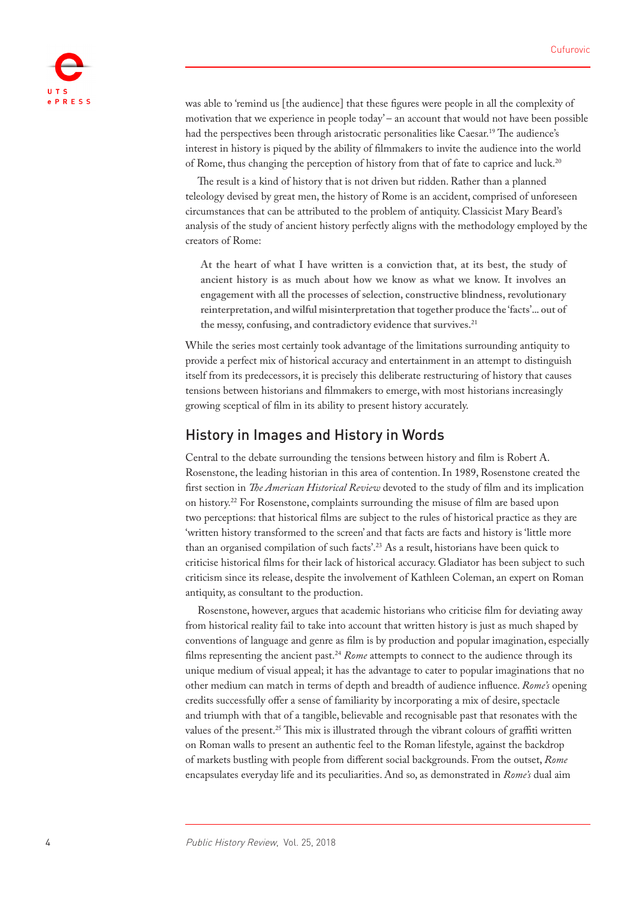was able to 'remind us [the audience] that these figures were people in all the complexity of motivation that we experience in people today' – an account that would not have been possible had the perspectives been through aristocratic personalities like Caesar.[19] The audience's interest in history is piqued by the ability of filmmakers to invite the audience into the world of Rome, thus changing the perception of history from that of fate to caprice and luck.[20]

The result is a kind of history that is not driven but ridden. Rather than a planned teleology devised by great men, the history of Rome is an accident, comprised of unforeseen circumstances that can be attributed to the problem of antiquity. Classicist Mary Beard's analysis of the study of ancient history perfectly aligns with the methodology employed by the creators of Rome:

> **At the heart of what I have written is a conviction that, at its best, the study of ancient history is as much about how we know as what we know. It involves an engagement with all the processes of selection, constructive blindness, revolutionary reinterpretation, and wilful misinterpretation that together produce the 'facts'... out of the messy, confusing, and contradictory evidence that survives.**[21]

While the series most certainly took advantage of the limitations surrounding antiquity to provide a perfect mix of historical accuracy and entertainment in an attempt to distinguish itself from its predecessors, it is precisely this deliberate restructuring of history that causes tensions between historians and filmmakers to emerge, with most historians increasingly growing sceptical of film in its ability to present history accurately.

## History in Images and History in Words

Central to the debate surrounding the tensions between history and film is Robert A. Rosenstone, the leading historian in this area of contention. In 1989, Rosenstone created the first section in *The American Historical Review* devoted to the study of film and its implication on history.[22] For Rosenstone, complaints surrounding the misuse of film are based upon two perceptions: that historical films are subject to the rules of historical practice as they are 'written history transformed to the screen' and that facts are facts and history is 'little more than an organised compilation of such facts'.[23] As a result, historians have been quick to criticise historical films for their lack of historical accuracy. Gladiator has been subject to such criticism since its release, despite the involvement of Kathleen Coleman, an expert on Roman antiquity, as consultant to the production.

Rosenstone, however, argues that academic historians who criticise film for deviating away from historical reality fail to take into account that written history is just as much shaped by conventions of language and genre as film is by production and popular imagination, especially films representing the ancient past.[24] *Rome* attempts to connect to the audience through its unique medium of visual appeal; it has the advantage to cater to popular imaginations that no other medium can match in terms of depth and breadth of audience influence. *Rome's* opening credits successfully offer a sense of familiarity by incorporating a mix of desire, spectacle and triumph with that of a tangible, believable and recognisable past that resonates with the values of the present.[25] This mix is illustrated through the vibrant colours of graffiti written on Roman walls to present an authentic feel to the Roman lifestyle, against the backdrop of markets bustling with people from different social backgrounds. From the outset, *Rome* encapsulates everyday life and its peculiarities. And so, as demonstrated in *Rome's* dual aim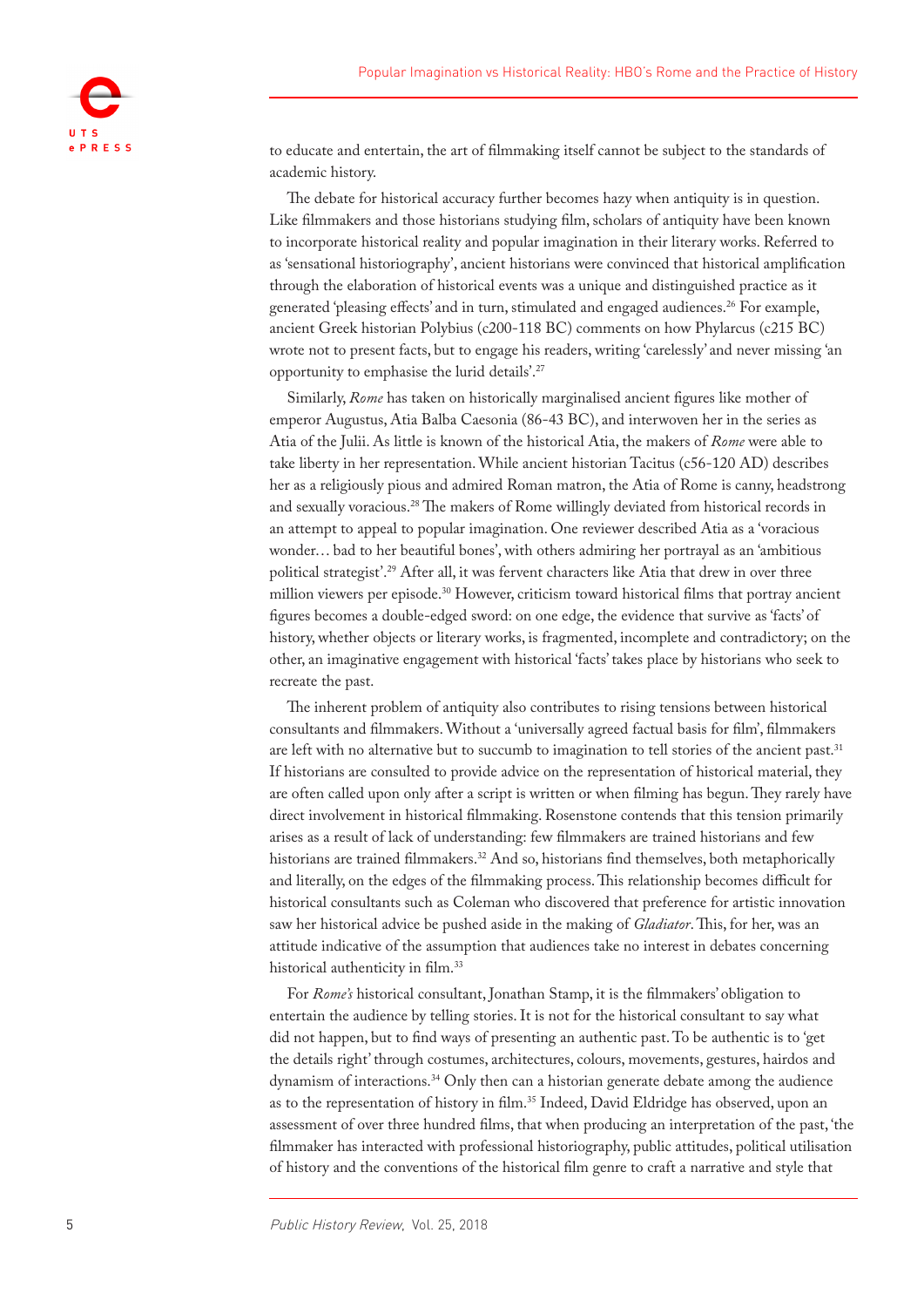to educate and entertain, the art of filmmaking itself cannot be subject to the standards of academic history.

The debate for historical accuracy further becomes hazy when antiquity is in question. Like filmmakers and those historians studying film, scholars of antiquity have been known to incorporate historical reality and popular imagination in their literary works. Referred to as 'sensational historiography', ancient historians were convinced that historical amplification through the elaboration of historical events was a unique and distinguished practice as it generated 'pleasing effects' and in turn, stimulated and engaged audiences.[26] For example, ancient Greek historian Polybius (c200-118 BC) comments on how Phylarcus (c215 BC) wrote not to present facts, but to engage his readers, writing 'carelessly' and never missing 'an opportunity to emphasise the lurid details'.[27]

Similarly, *Rome* has taken on historically marginalised ancient figures like mother of emperor Augustus, Atia Balba Caesonia (86-43 BC), and interwoven her in the series as Atia of the Julii. As little is known of the historical Atia, the makers of *Rome* were able to take liberty in her representation. While ancient historian Tacitus (c56-120 AD) describes her as a religiously pious and admired Roman matron, the Atia of Rome is canny, headstrong and sexually voracious.[28] The makers of Rome willingly deviated from historical records in an attempt to appeal to popular imagination. One reviewer described Atia as a 'voracious wonder… bad to her beautiful bones', with others admiring her portrayal as an 'ambitious political strategist'.[29] After all, it was fervent characters like Atia that drew in over three million viewers per episode.[30] However, criticism toward historical films that portray ancient figures becomes a double-edged sword: on one edge, the evidence that survive as 'facts' of history, whether objects or literary works, is fragmented, incomplete and contradictory; on the other, an imaginative engagement with historical 'facts' takes place by historians who seek to recreate the past.

The inherent problem of antiquity also contributes to rising tensions between historical consultants and filmmakers. Without a 'universally agreed factual basis for film', filmmakers are left with no alternative but to succumb to imagination to tell stories of the ancient past.[31] If historians are consulted to provide advice on the representation of historical material, they are often called upon only after a script is written or when filming has begun. They rarely have direct involvement in historical filmmaking. Rosenstone contends that this tension primarily arises as a result of lack of understanding: few filmmakers are trained historians and few historians are trained filmmakers.[32] And so, historians find themselves, both metaphorically and literally, on the edges of the filmmaking process. This relationship becomes difficult for historical consultants such as Coleman who discovered that preference for artistic innovation saw her historical advice be pushed aside in the making of *Gladiator*. This, for her, was an attitude indicative of the assumption that audiences take no interest in debates concerning historical authenticity in film.[33]

For *Rome's* historical consultant, Jonathan Stamp, it is the filmmakers' obligation to entertain the audience by telling stories. It is not for the historical consultant to say what did not happen, but to find ways of presenting an authentic past. To be authentic is to 'get the details right' through costumes, architectures, colours, movements, gestures, hairdos and dynamism of interactions.[34] Only then can a historian generate debate among the audience as to the representation of history in film.[35] Indeed, David Eldridge has observed, upon an assessment of over three hundred films, that when producing an interpretation of the past, 'the filmmaker has interacted with professional historiography, public attitudes, political utilisation of history and the conventions of the historical film genre to craft a narrative and style that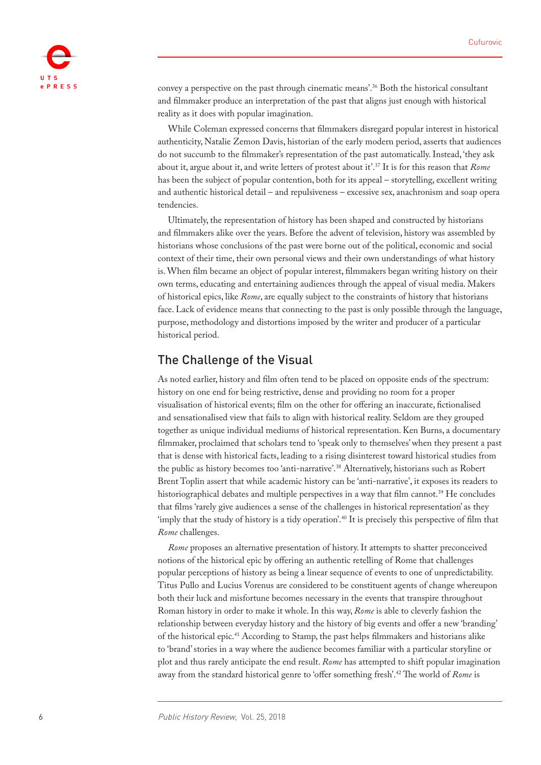convey a perspective on the past through cinematic means'.[36] Both the historical consultant and filmmaker produce an interpretation of the past that aligns just enough with historical reality as it does with popular imagination.

While Coleman expressed concerns that filmmakers disregard popular interest in historical authenticity, Natalie Zemon Davis, historian of the early modern period, asserts that audiences do not succumb to the filmmaker's representation of the past automatically. Instead, 'they ask about it, argue about it, and write letters of protest about it'.[37] It is for this reason that *Rome* has been the subject of popular contention, both for its appeal – storytelling, excellent writing and authentic historical detail – and repulsiveness – excessive sex, anachronism and soap opera tendencies.

Ultimately, the representation of history has been shaped and constructed by historians and filmmakers alike over the years. Before the advent of television, history was assembled by historians whose conclusions of the past were borne out of the political, economic and social context of their time, their own personal views and their own understandings of what history is. When film became an object of popular interest, filmmakers began writing history on their own terms, educating and entertaining audiences through the appeal of visual media. Makers of historical epics, like *Rome*, are equally subject to the constraints of history that historians face. Lack of evidence means that connecting to the past is only possible through the language, purpose, methodology and distortions imposed by the writer and producer of a particular historical period.

## The Challenge of the Visual

As noted earlier, history and film often tend to be placed on opposite ends of the spectrum: history on one end for being restrictive, dense and providing no room for a proper visualisation of historical events; film on the other for offering an inaccurate, fictionalised and sensationalised view that fails to align with historical reality. Seldom are they grouped together as unique individual mediums of historical representation. Ken Burns, a documentary filmmaker, proclaimed that scholars tend to 'speak only to themselves' when they present a past that is dense with historical facts, leading to a rising disinterest toward historical studies from the public as history becomes too 'anti-narrative'.[38] Alternatively, historians such as Robert Brent Toplin assert that while academic history can be 'anti-narrative', it exposes its readers to historiographical debates and multiple perspectives in a way that film cannot.[39] He concludes that films 'rarely give audiences a sense of the challenges in historical representation' as they 'imply that the study of history is a tidy operation'.[40] It is precisely this perspective of film that *Rome* challenges.

*Rome* proposes an alternative presentation of history. It attempts to shatter preconceived notions of the historical epic by offering an authentic retelling of Rome that challenges popular perceptions of history as being a linear sequence of events to one of unpredictability. Titus Pullo and Lucius Vorenus are considered to be constituent agents of change whereupon both their luck and misfortune becomes necessary in the events that transpire throughout Roman history in order to make it whole. In this way, *Rome* is able to cleverly fashion the relationship between everyday history and the history of big events and offer a new 'branding' of the historical epic.[41] According to Stamp, the past helps filmmakers and historians alike to 'brand' stories in a way where the audience becomes familiar with a particular storyline or plot and thus rarely anticipate the end result. *Rome* has attempted to shift popular imagination away from the standard historical genre to 'offer something fresh'.[42] The world of *Rome* is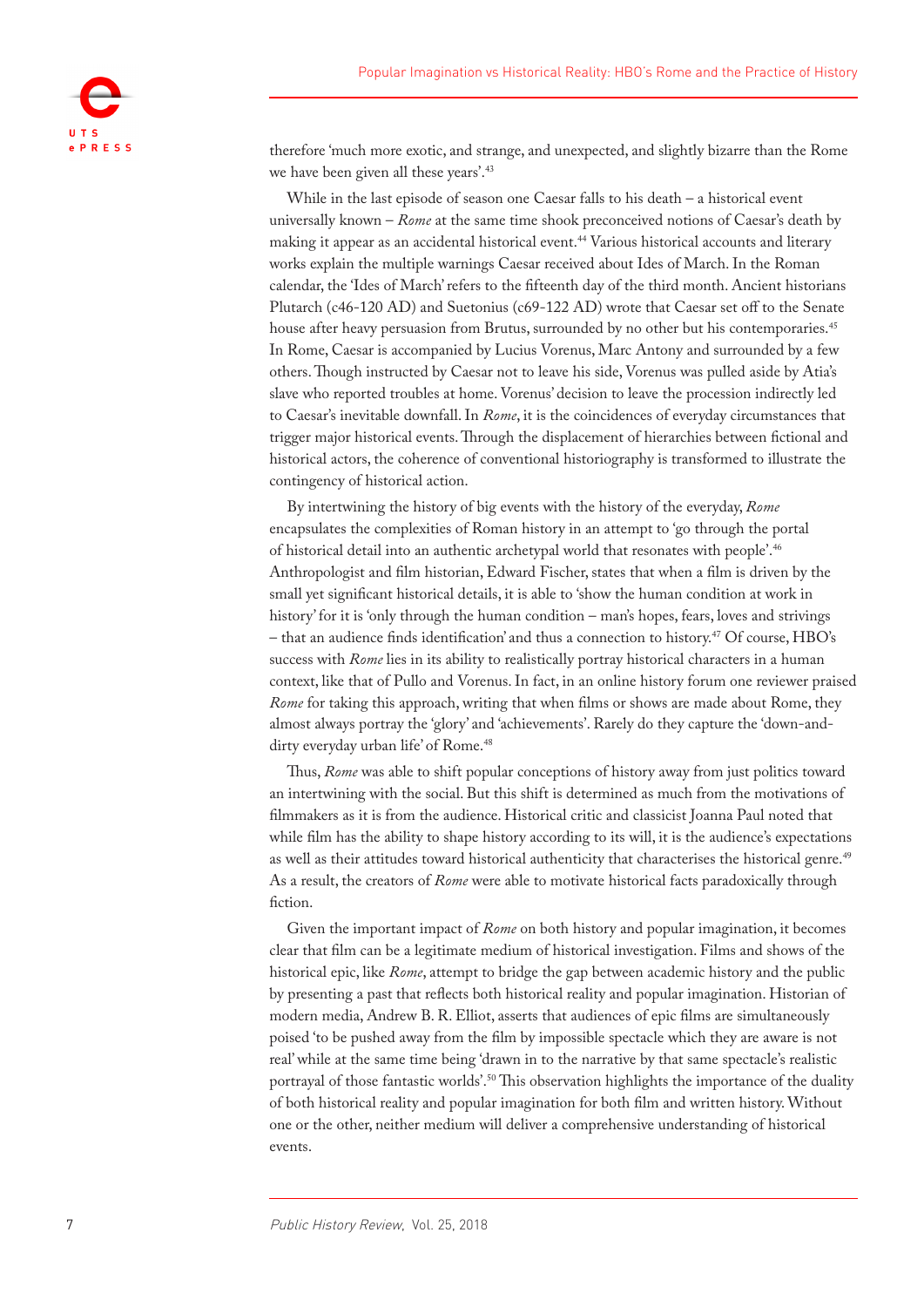therefore 'much more exotic, and strange, and unexpected, and slightly bizarre than the Rome we have been given all these years'.[43]

While in the last episode of season one Caesar falls to his death – a historical event universally known – *Rome* at the same time shook preconceived notions of Caesar's death by making it appear as an accidental historical event.[44] Various historical accounts and literary works explain the multiple warnings Caesar received about Ides of March. In the Roman calendar, the 'Ides of March' refers to the fifteenth day of the third month. Ancient historians Plutarch (c46-120 AD) and Suetonius (c69-122 AD) wrote that Caesar set off to the Senate house after heavy persuasion from Brutus, surrounded by no other but his contemporaries.[45] In Rome, Caesar is accompanied by Lucius Vorenus, Marc Antony and surrounded by a few others. Though instructed by Caesar not to leave his side, Vorenus was pulled aside by Atia's slave who reported troubles at home. Vorenus' decision to leave the procession indirectly led to Caesar's inevitable downfall. In *Rome*, it is the coincidences of everyday circumstances that trigger major historical events. Through the displacement of hierarchies between fictional and historical actors, the coherence of conventional historiography is transformed to illustrate the contingency of historical action.

By intertwining the history of big events with the history of the everyday, *Rome* encapsulates the complexities of Roman history in an attempt to 'go through the portal of historical detail into an authentic archetypal world that resonates with people'.[46] Anthropologist and film historian, Edward Fischer, states that when a film is driven by the small yet significant historical details, it is able to 'show the human condition at work in history' for it is 'only through the human condition – man's hopes, fears, loves and strivings – that an audience finds identification' and thus a connection to history.[47] Of course, HBO's success with *Rome* lies in its ability to realistically portray historical characters in a human context, like that of Pullo and Vorenus. In fact, in an online history forum one reviewer praised *Rome* for taking this approach, writing that when films or shows are made about Rome, they almost always portray the 'glory' and 'achievements'. Rarely do they capture the 'down-and-dirty everyday urban life' of Rome.[48]

Thus, *Rome* was able to shift popular conceptions of history away from just politics toward an intertwining with the social. But this shift is determined as much from the motivations of filmmakers as it is from the audience. Historical critic and classicist Joanna Paul noted that while film has the ability to shape history according to its will, it is the audience's expectations as well as their attitudes toward historical authenticity that characterises the historical genre.[49] As a result, the creators of *Rome* were able to motivate historical facts paradoxically through fiction.

Given the important impact of *Rome* on both history and popular imagination, it becomes clear that film can be a legitimate medium of historical investigation. Films and shows of the historical epic, like *Rome*, attempt to bridge the gap between academic history and the public by presenting a past that reflects both historical reality and popular imagination. Historian of modern media, Andrew B. R. Elliot, asserts that audiences of epic films are simultaneously poised 'to be pushed away from the film by impossible spectacle which they are aware is not real' while at the same time being 'drawn in to the narrative by that same spectacle's realistic portrayal of those fantastic worlds'.[50] This observation highlights the importance of the duality of both historical reality and popular imagination for both film and written history. Without one or the other, neither medium will deliver a comprehensive understanding of historical events.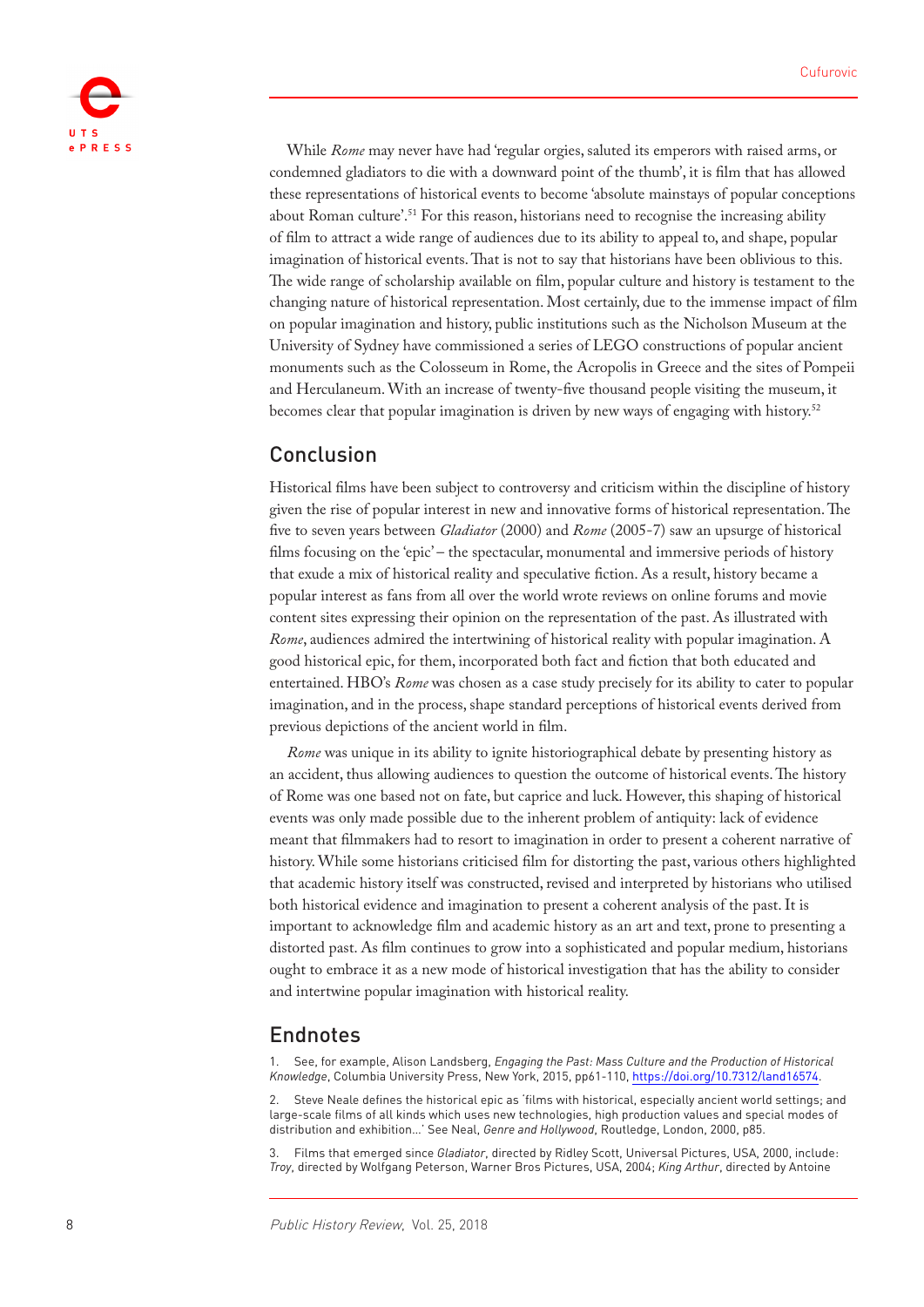While *Rome* may never have had 'regular orgies, saluted its emperors with raised arms, or condemned gladiators to die with a downward point of the thumb', it is film that has allowed these representations of historical events to become 'absolute mainstays of popular conceptions about Roman culture'.[51] For this reason, historians need to recognise the increasing ability of film to attract a wide range of audiences due to its ability to appeal to, and shape, popular imagination of historical events. That is not to say that historians have been oblivious to this. The wide range of scholarship available on film, popular culture and history is testament to the changing nature of historical representation. Most certainly, due to the immense impact of film on popular imagination and history, public institutions such as the Nicholson Museum at the University of Sydney have commissioned a series of LEGO constructions of popular ancient monuments such as the Colosseum in Rome, the Acropolis in Greece and the sites of Pompeii and Herculaneum. With an increase of twenty-five thousand people visiting the museum, it becomes clear that popular imagination is driven by new ways of engaging with history.[52]

## Conclusion

Historical films have been subject to controversy and criticism within the discipline of history given the rise of popular interest in new and innovative forms of historical representation. The five to seven years between *Gladiator* (2000) and *Rome* (2005-7) saw an upsurge of historical films focusing on the 'epic' – the spectacular, monumental and immersive periods of history that exude a mix of historical reality and speculative fiction. As a result, history became a popular interest as fans from all over the world wrote reviews on online forums and movie content sites expressing their opinion on the representation of the past. As illustrated with *Rome*, audiences admired the intertwining of historical reality with popular imagination. A good historical epic, for them, incorporated both fact and fiction that both educated and entertained. HBO's *Rome* was chosen as a case study precisely for its ability to cater to popular imagination, and in the process, shape standard perceptions of historical events derived from previous depictions of the ancient world in film.

*Rome* was unique in its ability to ignite historiographical debate by presenting history as an accident, thus allowing audiences to question the outcome of historical events. The history of Rome was one based not on fate, but caprice and luck. However, this shaping of historical events was only made possible due to the inherent problem of antiquity: lack of evidence meant that filmmakers had to resort to imagination in order to present a coherent narrative of history. While some historians criticised film for distorting the past, various others highlighted that academic history itself was constructed, revised and interpreted by historians who utilised both historical evidence and imagination to present a coherent analysis of the past. It is important to acknowledge film and academic history as an art and text, prone to presenting a distorted past. As film continues to grow into a sophisticated and popular medium, historians ought to embrace it as a new mode of historical investigation that has the ability to consider and intertwine popular imagination with historical reality.

## Endnotes

1. See, for example, Alison Landsberg, *Engaging the Past: Mass Culture and the Production of Historical Knowledge*, Columbia University Press, New York, 2015, pp61-110, https://doi.org/10.7312/land16574.

2. Steve Neale defines the historical epic as 'films with historical, especially ancient world settings; and large-scale films of all kinds which uses new technologies, high production values and special modes of distribution and exhibition…' See Neal, *Genre and Hollywood*, Routledge, London, 2000, p85.

3. Films that emerged since *Gladiator*, directed by Ridley Scott, Universal Pictures, USA, 2000, include: *Troy*, directed by Wolfgang Peterson, Warner Bros Pictures, USA, 2004; *King Arthur*, directed by Antoine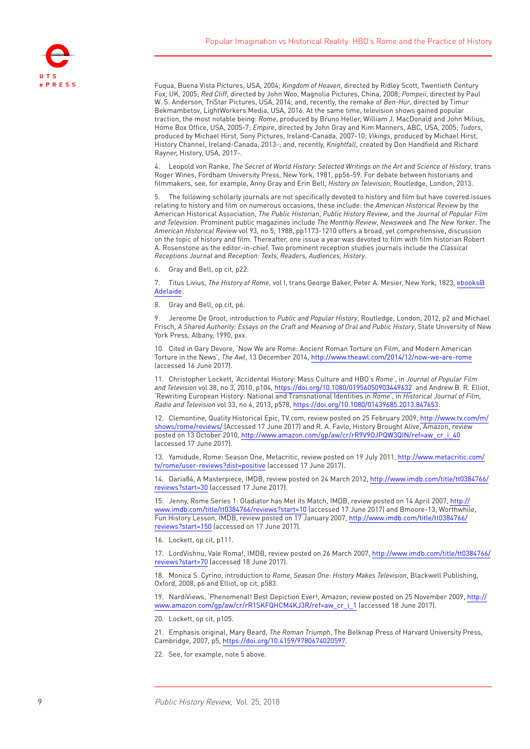Fuqua, Buena Vista Pictures, USA, 2004; *Kingdom of Heaven*, directed by Ridley Scott, Twentieth Century Fox, UK, 2005; *Red Cliff*, directed by John Woo, Magnolia Pictures, China, 2008; *Pompeii*, directed by Paul W. S. Anderson, TriStar Pictures, USA, 2014; and, recently, the remake of *Ben-Hur*, directed by Timur Bekmambetov, LightWorkers Media, USA, 2016. At the same time, television shows gained popular traction, the most notable being: *Rome*, produced by Bruno Heller, William J. MacDonald and John Milius, Home Box Office, USA, 2005-7; *Empire*, directed by John Gray and Kim Manners, ABC, USA, 2005; *Tudors*, produced by Michael Hirst, Sony Pictures, Ireland-Canada, 2007-10; *Vikings*, produced by Michael Hirst, History Channel, Ireland-Canada, 2013-; and, recently, *Knightfall*, created by Don Handfield and Richard Rayner, History, USA, 2017-.

4. Leopold von Ranke, *The Secret of World History: Selected Writings on the Art and Science of History*, trans Roger Wines, Fordham University Press, New York, 1981, pp56-59. For debate between historians and filmmakers, see, for example, Anny Gray and Erin Bell, *History on Television*, Routledge, London, 2013.

5. The following scholarly journals are not specifically devoted to history and film but have covered issues relating to history and film on numerous occasions, these include: the *American Historical Review* by the American Historical Association, *The Public Historian*, *Public History Review*, and the *Journal of Popular Film and Television*. Prominent public magazines include *The Monthly Review*, *Newsweek* and *The New Yorker*. The *American Historical Review* vol 93, no 5, 1988, pp1173-1210 offers a broad, yet comprehensive, discussion on the topic of history and film. Thereafter, one issue a year was devoted to film with film historian Robert A. Rosenstone as the editor-in-chief. Two prominent reception studies journals include the *Classical Receptions Journal* and *Reception: Texts, Readers, Audiences, History*.

6. Gray and Bell, op cit, p22.

7. Titus Livius, *The History of Rome*, vol I, trans George Baker, Peter A. Mesier, New York, 1823, ebooks@Adelaide.

8. Gray and Bell, op cit, p6.

9. Jereome De Groot, introduction to *Public and Popular History*, Routledge, London, 2012, p2 and Michael Frisch, *A Shared Authority: Essays on the Craft and Meaning of Oral and Public History*, State University of New York Press, Albany, 1990, pxx.

10. Cited in Gary Devore, 'Now We are Rome: Ancient Roman Torture on Film, and Modern American Torture in the News', *The Awl*, 13 December 2014, http://www.theawl.com/2014/12/now-we-are-rome (accessed 16 June 2017).

11. Christopher Lockett, 'Accidental History: Mass Culture and HBO's *Rome*', in *Journal of Popular Film and Television* vol 38, no 3, 2010, p104, https://doi.org/10.1080/01956050903449632 and Andrew B. R. Elliot, 'Rewriting European History: National and Transnational Identities in *Rome*', in *Historical Journal of Film, Radio and Television* vol 33, no 4, 2013, p578, https://doi.org/10.1080/01439685.2013.847653.

12. Clementine, Quality Historical Epic, TV.com, review posted on 25 February 2009, http://www.tv.com/m/shows/rome/reviews/ (Accessed 17 June 2017) and R. A. Favlo, History Brought Alive, Amazon, review posted on 13 October 2010, http://www.amazon.com/gp/aw/cr/rR9V9OJPQW3QIN/ref=aw_cr_i_40 (accessed 17 June 2017).

13. Yamidude, Rome: Season One, Metacritic, review posted on 19 July 2011, http://www.metacritic.com/tv/rome/user-reviews?dist=positive (accessed 17 June 2017).

14. Daria84, A Masterpiece, IMDB, review posted on 24 March 2012, http://www.imdb.com/title/tt0384766/reviews?start=30 (accessed 17 June 2017).

15. Jenny, Rome Series 1: Gladiator has Met its Match, IMDB, review posted on 14 April 2007, http://www.imdb.com/title/tt0384766/reviews?start=10 (accessed 17 June 2017) and Bmoore-13, Worthwhile, Fun History Lesson, IMDB, review posted on 17 January 2007, http://www.imdb.com/title/tt0384766/reviews?start=150 (accessed on 17 June 2017).

16. Lockett, op cit, p111.

17. LordVishnu, Vale Roma!, IMDB, review posted on 26 March 2007, http://www.imdb.com/title/tt0384766/reviews?start=70 (accessed 18 June 2017).

18. Monica S. Cyrino, introduction to *Rome, Season One: History Makes Television*, Blackwell Publishing, Oxford, 2008, p6 and Elliot, op cit, p583.

19. NardiViews, 'Phenomenal! Best Depiction Ever!, Amazon, review posted on 25 November 2009, http://www.amazon.com/gp/aw/cr/rR1SKFQHCM4KJ3R/ref=aw_cr_i_1 (accessed 18 June 2017).

20. Lockett, op cit, p105.

21. Emphasis original, Mary Beard, *The Roman Triumph*, The Belknap Press of Harvard University Press, Cambridge, 2007, p5, https://doi.org/10.4159/9780674020597.

22. See, for example, note 5 above.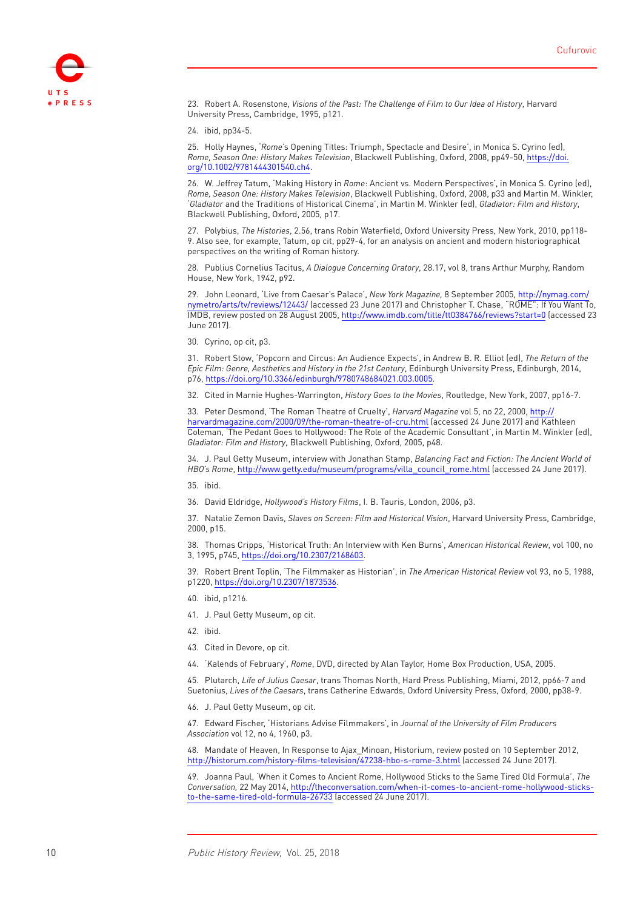23. Robert A. Rosenstone, *Visions of the Past: The Challenge of Film to Our Idea of History*, Harvard University Press, Cambridge, 1995, p121.

24. ibid, pp34-5.

25. Holly Haynes, '*Rome*'s Opening Titles: Triumph, Spectacle and Desire', in Monica S. Cyrino (ed), *Rome, Season One: History Makes Television*, Blackwell Publishing, Oxford, 2008, pp49-50, https://doi.org/10.1002/9781444301540.ch4.

26. W. Jeffrey Tatum, 'Making History in *Rome*: Ancient vs. Modern Perspectives', in Monica S. Cyrino (ed), *Rome, Season One: History Makes Television*, Blackwell Publishing, Oxford, 2008, p33 and Martin M. Winkler, '*Gladiator* and the Traditions of Historical Cinema', in Martin M. Winkler (ed), *Gladiator: Film and History*, Blackwell Publishing, Oxford, 2005, p17.

27. Polybius, *The Histories*, 2.56, trans Robin Waterfield, Oxford University Press, New York, 2010, pp118-9. Also see, for example, Tatum, op cit, pp29-4, for an analysis on ancient and modern historiographical perspectives on the writing of Roman history.

28. Publius Cornelius Tacitus, *A Dialogue Concerning Oratory*, 28.17, vol 8, trans Arthur Murphy, Random House, New York, 1942, p92.

29. John Leonard, 'Live from Caesar's Palace', *New York Magazine,* 8 September 2005, http://nymag.com/nymetro/arts/tv/reviews/12443/ (accessed 23 June 2017) and Christopher T. Chase, "ROME": If You Want To, IMDB, review posted on 28 August 2005, http://www.imdb.com/title/tt0384766/reviews?start=0 (accessed 23 June 2017).

30. Cyrino, op cit, p3.

31. Robert Stow, 'Popcorn and Circus: An Audience Expects', in Andrew B. R. Elliot (ed), *The Return of the Epic Film: Genre, Aesthetics and History in the 21st Century*, Edinburgh University Press, Edinburgh, 2014, p76, https://doi.org/10.3366/edinburgh/9780748684021.003.0005.

32. Cited in Marnie Hughes-Warrington, *History Goes to the Movies*, Routledge, New York, 2007, pp16-7.

33. Peter Desmond, 'The Roman Theatre of Cruelty', *Harvard Magazine* vol 5, no 22, 2000, http://harvardmagazine.com/2000/09/the-roman-theatre-of-cru.html (accessed 24 June 2017) and Kathleen Coleman, 'The Pedant Goes to Hollywood: The Role of the Academic Consultant', in Martin M. Winkler (ed), *Gladiator: Film and History*, Blackwell Publishing, Oxford, 2005, p48.

34. J. Paul Getty Museum, interview with Jonathan Stamp, *Balancing Fact and Fiction: The Ancient World of HBO's Rome*, http://www.getty.edu/museum/programs/villa_council_rome.html (accessed 24 June 2017).

35. ibid.

36. David Eldridge, *Hollywood's History Films*, I. B. Tauris, London, 2006, p3.

37. Natalie Zemon Davis, *Slaves on Screen: Film and Historical Vision*, Harvard University Press, Cambridge, 2000, p15.

38. Thomas Cripps, 'Historical Truth: An Interview with Ken Burns', *American Historical Review*, vol 100, no 3, 1995, p745, https://doi.org/10.2307/2168603.

39. Robert Brent Toplin, 'The Filmmaker as Historian', in *The American Historical Review* vol 93, no 5, 1988, p1220, https://doi.org/10.2307/1873536.

40. ibid, p1216.

41. J. Paul Getty Museum, op cit.

42. ibid.

43. Cited in Devore, op cit.

44. 'Kalends of February', *Rome*, DVD, directed by Alan Taylor, Home Box Production, USA, 2005.

45. Plutarch, *Life of Julius Caesar*, trans Thomas North, Hard Press Publishing, Miami, 2012, pp66-7 and Suetonius, *Lives of the Caesars*, trans Catherine Edwards, Oxford University Press, Oxford, 2000, pp38-9.

46. J. Paul Getty Museum, op cit.

47. Edward Fischer, 'Historians Advise Filmmakers', in *Journal of the University of Film Producers Association* vol 12, no 4, 1960, p3.

48. Mandate of Heaven, In Response to Ajax_Minoan, Historium, review posted on 10 September 2012, http://historum.com/history-films-television/47238-hbo-s-rome-3.html (accessed 24 June 2017).

49. Joanna Paul, 'When it Comes to Ancient Rome, Hollywood Sticks to the Same Tired Old Formula', *The Conversation,* 22 May 2014, http://theconversation.com/when-it-comes-to-ancient-rome-hollywood-sticks-to-the-same-tired-old-formula-26733 (accessed 24 June 2017).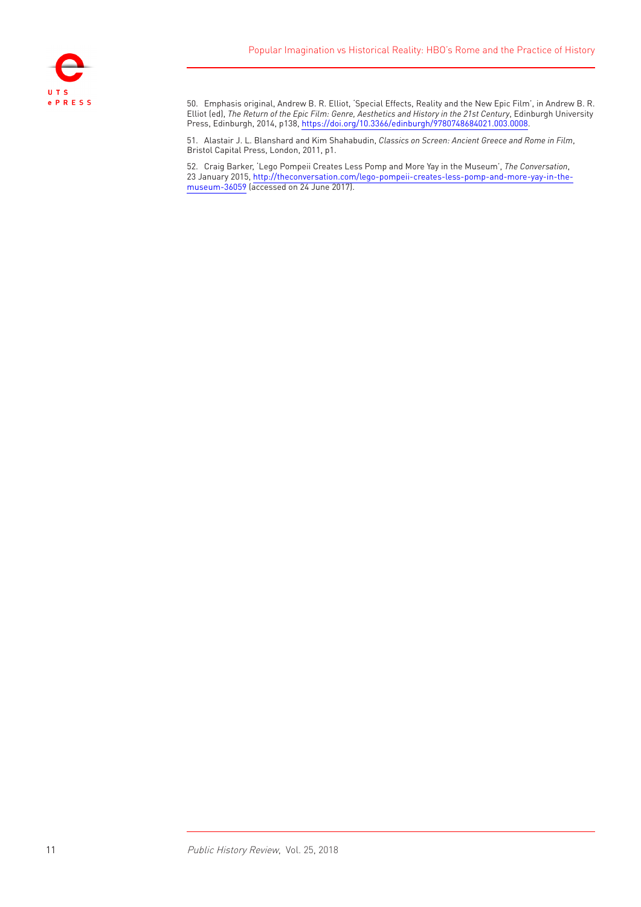50. Emphasis original, Andrew B. R. Elliot, 'Special Effects, Reality and the New Epic Film', in Andrew B. R. Elliot (ed), *The Return of the Epic Film: Genre, Aesthetics and History in the 21st Century*, Edinburgh University Press, Edinburgh, 2014, p138, https://doi.org/10.3366/edinburgh/9780748684021.003.0008.

51. Alastair J. L. Blanshard and Kim Shahabudin, *Classics on Screen: Ancient Greece and Rome in Film*, Bristol Capital Press, London, 2011, p1.

52. Craig Barker, 'Lego Pompeii Creates Less Pomp and More Yay in the Museum', *The Conversation*, 23 January 2015, http://theconversation.com/lego-pompeii-creates-less-pomp-and-more-yay-in-the-museum-36059 (accessed on 24 June 2017).